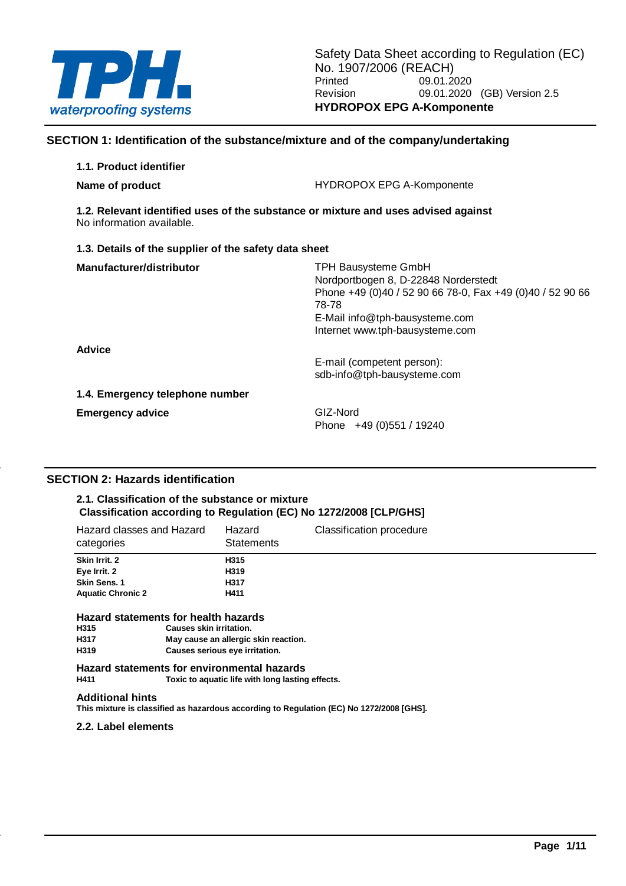Safety Data Sheet according to Regulation (EC) No. 1907/2006 (REACH)

Printed 09.01.2020

Revision 09.01.2020 (GB) Version 2.5

**HYDROPOX EPG A-Komponente**

## SECTION 1: Identification of the substance/mixture and of the company/undertaking

### 1.1. Product identifier

**Name of product** HYDROPOX EPG A-Komponente

### 1.2. Relevant identified uses of the substance or mixture and uses advised against

No information available.

### 1.3. Details of the supplier of the safety data sheet

**Manufacturer/distributor**

TPH Bausysteme GmbH
Nordportbogen 8, D-22848 Norderstedt
Phone +49 (0)40 / 52 90 66 78-0, Fax +49 (0)40 / 52 90 66 78-78
E-Mail info@tph-bausysteme.com
Internet www.tph-bausysteme.com

**Advice**

E-mail (competent person):
sdb-info@tph-bausysteme.com

### 1.4. Emergency telephone number

**Emergency advice**

GIZ-Nord
Phone +49 (0)551 / 19240

## SECTION 2: Hazards identification

### 2.1. Classification of the substance or mixture

**Classification according to Regulation (EC) No 1272/2008 [CLP/GHS]**

| Hazard classes and Hazard categories | Hazard Statements | Classification procedure |
|---|---|---|
| **Skin Irrit. 2** | **H315** | |
| **Eye Irrit. 2** | **H319** | |
| **Skin Sens. 1** | **H317** | |
| **Aquatic Chronic 2** | **H411** | |

**Hazard statements for health hazards**

| | |
|---|---|
| **H315** | **Causes skin irritation.** |
| **H317** | **May cause an allergic skin reaction.** |
| **H319** | **Causes serious eye irritation.** |

**Hazard statements for environmental hazards**

| | |
|---|---|
| **H411** | **Toxic to aquatic life with long lasting effects.** |

**Additional hints**

**This mixture is classified as hazardous according to Regulation (EC) No 1272/2008 [GHS].**

### 2.2. Label elements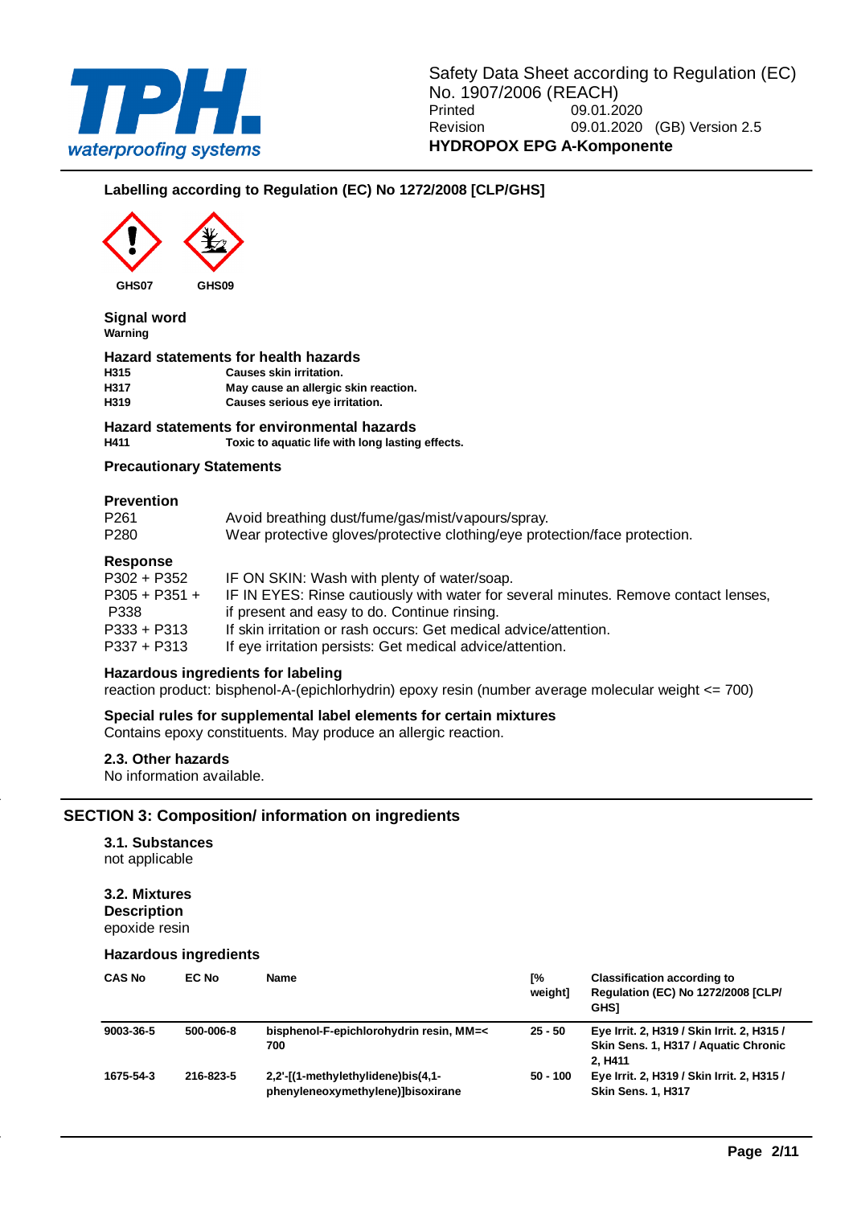**Labelling according to Regulation (EC) No 1272/2008 [CLP/GHS]**

GHS07 GHS09

**Signal word**
**Warning**

**Hazard statements for health hazards**

| | |
|---|---|
| **H315** | **Causes skin irritation.** |
| **H317** | **May cause an allergic skin reaction.** |
| **H319** | **Causes serious eye irritation.** |

**Hazard statements for environmental hazards**

| | |
|---|---|
| **H411** | **Toxic to aquatic life with long lasting effects.** |

**Precautionary Statements**

**Prevention**

| | |
|---|---|
| P261 | Avoid breathing dust/fume/gas/mist/vapours/spray. |
| P280 | Wear protective gloves/protective clothing/eye protection/face protection. |

**Response**

| | |
|---|---|
| P302 + P352 | IF ON SKIN: Wash with plenty of water/soap. |
| P305 + P351 + P338 | IF IN EYES: Rinse cautiously with water for several minutes. Remove contact lenses, if present and easy to do. Continue rinsing. |
| P333 + P313 | If skin irritation or rash occurs: Get medical advice/attention. |
| P337 + P313 | If eye irritation persists: Get medical advice/attention. |

**Hazardous ingredients for labeling**
reaction product: bisphenol-A-(epichlorhydrin) epoxy resin (number average molecular weight <= 700)

**Special rules for supplemental label elements for certain mixtures**
Contains epoxy constituents. May produce an allergic reaction.

**2.3. Other hazards**
No information available.

## SECTION 3: Composition/ information on ingredients

**3.1. Substances**
not applicable

**3.2. Mixtures**
**Description**
epoxide resin

**Hazardous ingredients**

| CAS No | EC No | Name | [% weight] | Classification according to Regulation (EC) No 1272/2008 [CLP/ GHS] |
|---|---|---|---|---|
| **9003-36-5** | **500-006-8** | **bisphenol-F-epichlorohydrin resin, MM=< 700** | **25 - 50** | **Eye Irrit. 2, H319 / Skin Irrit. 2, H315 / Skin Sens. 1, H317 / Aquatic Chronic 2, H411** |
| **1675-54-3** | **216-823-5** | **2,2'-[(1-methylethylidene)bis(4,1-phenyleneoxymethylene)]bisoxirane** | **50 - 100** | **Eye Irrit. 2, H319 / Skin Irrit. 2, H315 / Skin Sens. 1, H317** |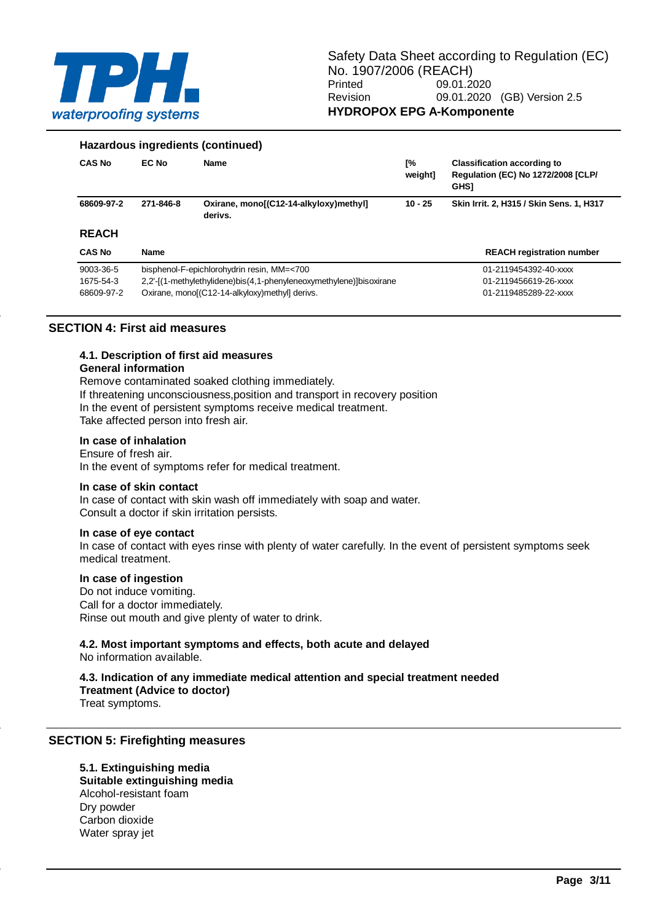**Hazardous ingredients (continued)**

| CAS No | EC No | Name | [% weight] | Classification according to Regulation (EC) No 1272/2008 [CLP/ GHS] |
|---|---|---|---|---|
| **68609-97-2** | **271-846-8** | **Oxirane, mono[(C12-14-alkyloxy)methyl] derivs.** | **10 - 25** | **Skin Irrit. 2, H315 / Skin Sens. 1, H317** |

**REACH**

| CAS No | Name | REACH registration number |
|---|---|---|
| 9003-36-5 | bisphenol-F-epichlorohydrin resin, MM=<700 | 01-2119454392-40-xxxx |
| 1675-54-3 | 2,2'-[(1-methylethylidene)bis(4,1-phenyleneoxymethylene)]bisoxirane | 01-2119456619-26-xxxx |
| 68609-97-2 | Oxirane, mono[(C12-14-alkyloxy)methyl] derivs. | 01-2119485289-22-xxxx |

## SECTION 4: First aid measures

### 4.1. Description of first aid measures

**General information**

Remove contaminated soaked clothing immediately.
If threatening unconsciousness,position and transport in recovery position
In the event of persistent symptoms receive medical treatment.
Take affected person into fresh air.

**In case of inhalation**

Ensure of fresh air.
In the event of symptoms refer for medical treatment.

**In case of skin contact**

In case of contact with skin wash off immediately with soap and water.
Consult a doctor if skin irritation persists.

**In case of eye contact**

In case of contact with eyes rinse with plenty of water carefully. In the event of persistent symptoms seek medical treatment.

**In case of ingestion**

Do not induce vomiting.
Call for a doctor immediately.
Rinse out mouth and give plenty of water to drink.

### 4.2. Most important symptoms and effects, both acute and delayed

No information available.

### 4.3. Indication of any immediate medical attention and special treatment needed

**Treatment (Advice to doctor)**

Treat symptoms.

## SECTION 5: Firefighting measures

### 5.1. Extinguishing media

**Suitable extinguishing media**

Alcohol-resistant foam
Dry powder
Carbon dioxide
Water spray jet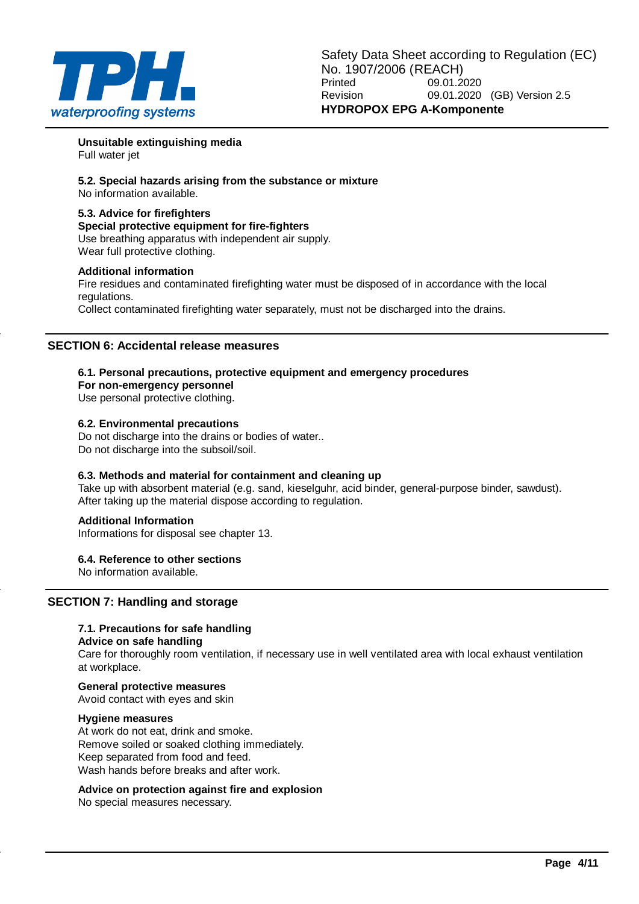**Unsuitable extinguishing media**
Full water jet

**5.2. Special hazards arising from the substance or mixture**
No information available.

**5.3. Advice for firefighters**
**Special protective equipment for fire-fighters**
Use breathing apparatus with independent air supply.
Wear full protective clothing.

**Additional information**
Fire residues and contaminated firefighting water must be disposed of in accordance with the local regulations.
Collect contaminated firefighting water separately, must not be discharged into the drains.

## SECTION 6: Accidental release measures

**6.1. Personal precautions, protective equipment and emergency procedures**
**For non-emergency personnel**
Use personal protective clothing.

**6.2. Environmental precautions**
Do not discharge into the drains or bodies of water..
Do not discharge into the subsoil/soil.

**6.3. Methods and material for containment and cleaning up**
Take up with absorbent material (e.g. sand, kieselguhr, acid binder, general-purpose binder, sawdust).
After taking up the material dispose according to regulation.

**Additional Information**
Informations for disposal see chapter 13.

**6.4. Reference to other sections**
No information available.

## SECTION 7: Handling and storage

**7.1. Precautions for safe handling**
**Advice on safe handling**
Care for thoroughly room ventilation, if necessary use in well ventilated area with local exhaust ventilation at workplace.

**General protective measures**
Avoid contact with eyes and skin

**Hygiene measures**
At work do not eat, drink and smoke.
Remove soiled or soaked clothing immediately.
Keep separated from food and feed.
Wash hands before breaks and after work.

**Advice on protection against fire and explosion**
No special measures necessary.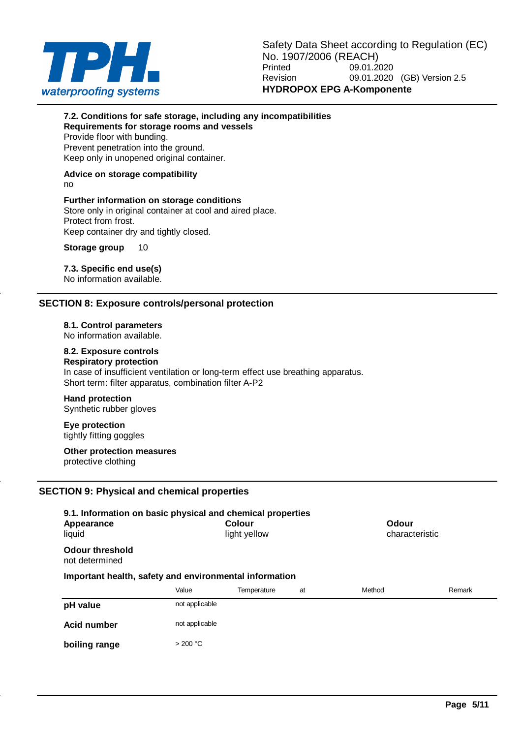### 7.2. Conditions for safe storage, including any incompatibilities

**Requirements for storage rooms and vessels**

Provide floor with bunding.
Prevent penetration into the ground.
Keep only in unopened original container.

**Advice on storage compatibility**

no

**Further information on storage conditions**

Store only in original container at cool and aired place.
Protect from frost.
Keep container dry and tightly closed.

**Storage group** 10

### 7.3. Specific end use(s)

No information available.

## SECTION 8: Exposure controls/personal protection

### 8.1. Control parameters

No information available.

### 8.2. Exposure controls

**Respiratory protection**

In case of insufficient ventilation or long-term effect use breathing apparatus.
Short term: filter apparatus, combination filter A-P2

**Hand protection**

Synthetic rubber gloves

**Eye protection**

tightly fitting goggles

**Other protection measures**

protective clothing

## SECTION 9: Physical and chemical properties

### 9.1. Information on basic physical and chemical properties

| Appearance | Colour | Odour |
|---|---|---|
| liquid | light yellow | characteristic |

**Odour threshold**

not determined

**Important health, safety and environmental information**

| | Value | Temperature | at | Method | Remark |
|---|---|---|---|---|---|
| **pH value** | not applicable | | | | |
| **Acid number** | not applicable | | | | |
| **boiling range** | > 200 °C | | | | |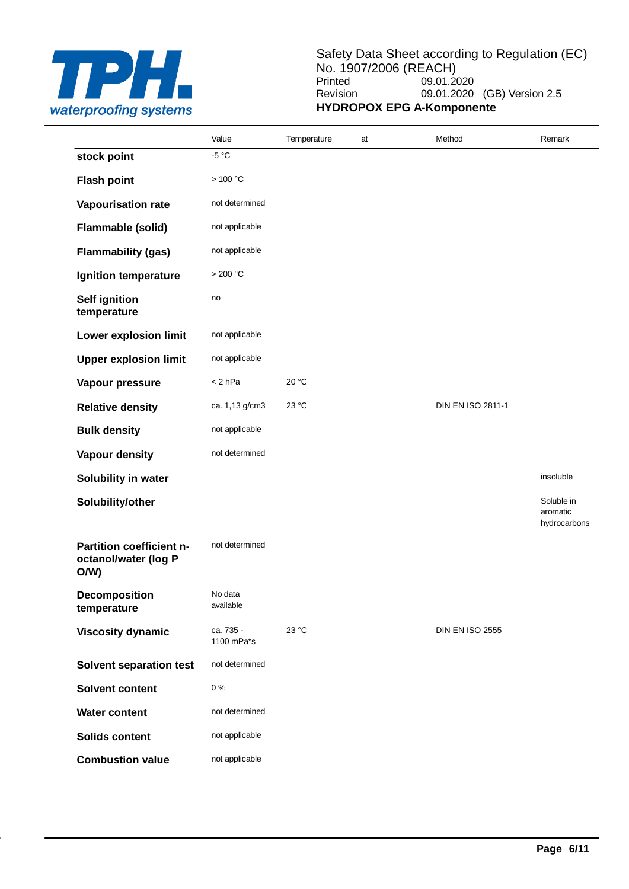| | Value | Temperature | at | Method | Remark |
|---|---|---|---|---|---|
| **stock point** | -5 °C | | | | |
| **Flash point** | > 100 °C | | | | |
| **Vapourisation rate** | not determined | | | | |
| **Flammable (solid)** | not applicable | | | | |
| **Flammability (gas)** | not applicable | | | | |
| **Ignition temperature** | > 200 °C | | | | |
| **Self ignition temperature** | no | | | | |
| **Lower explosion limit** | not applicable | | | | |
| **Upper explosion limit** | not applicable | | | | |
| **Vapour pressure** | < 2 hPa | 20 °C | | | |
| **Relative density** | ca. 1,13 g/cm3 | 23 °C | | DIN EN ISO 2811-1 | |
| **Bulk density** | not applicable | | | | |
| **Vapour density** | not determined | | | | |
| **Solubility in water** | | | | | insoluble |
| **Solubility/other** | | | | | Soluble in aromatic hydrocarbons |
| **Partition coefficient n-octanol/water (log P O/W)** | not determined | | | | |
| **Decomposition temperature** | No data available | | | | |
| **Viscosity dynamic** | ca. 735 - 1100 mPa*s | 23 °C | | DIN EN ISO 2555 | |
| **Solvent separation test** | not determined | | | | |
| **Solvent content** | 0 % | | | | |
| **Water content** | not determined | | | | |
| **Solids content** | not applicable | | | | |
| **Combustion value** | not applicable | | | | |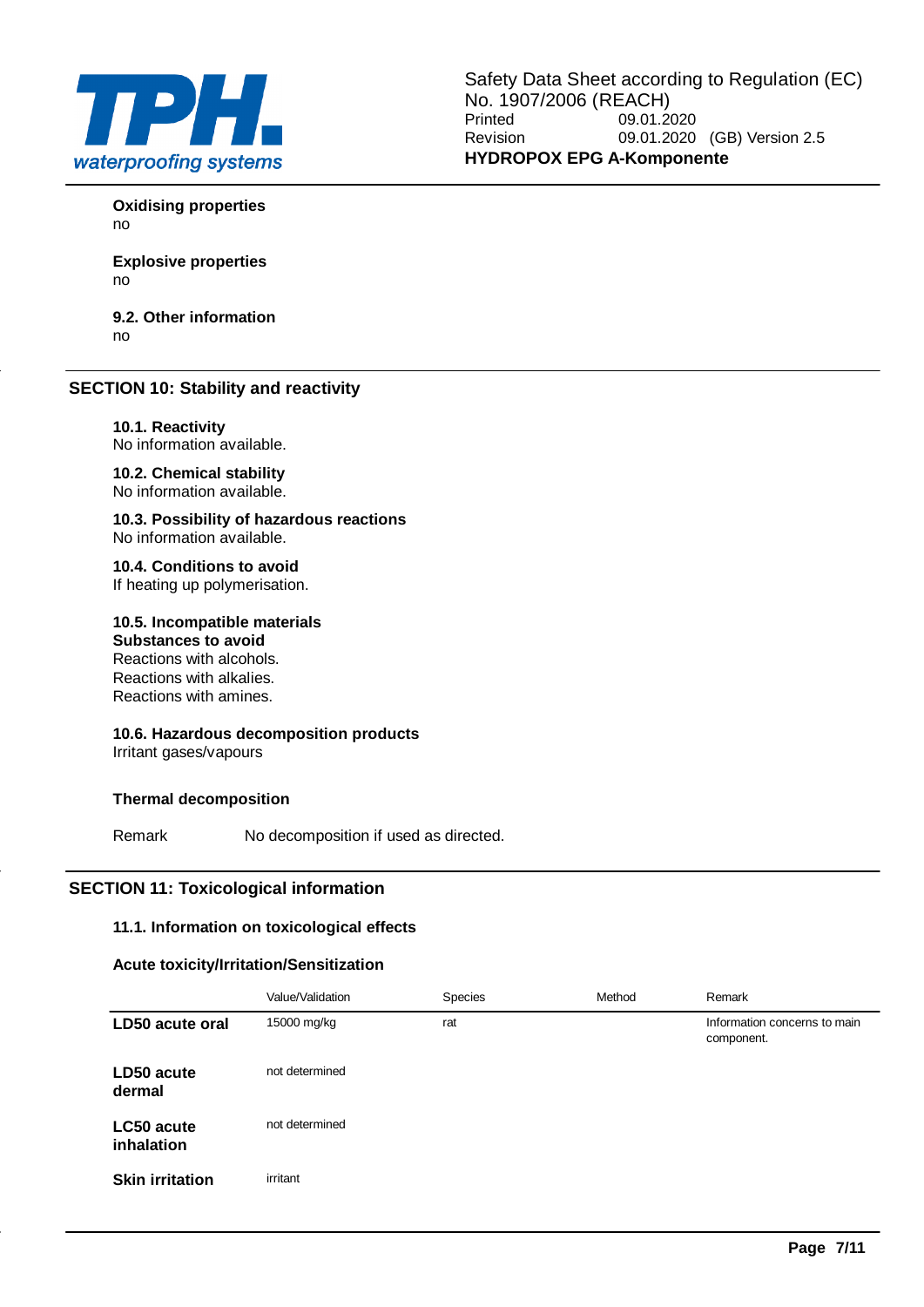**Oxidising properties**
no

**Explosive properties**
no

**9.2. Other information**
no

## SECTION 10: Stability and reactivity

**10.1. Reactivity**
No information available.

**10.2. Chemical stability**
No information available.

**10.3. Possibility of hazardous reactions**
No information available.

**10.4. Conditions to avoid**
If heating up polymerisation.

**10.5. Incompatible materials**
**Substances to avoid**
Reactions with alcohols.
Reactions with alkalies.
Reactions with amines.

**10.6. Hazardous decomposition products**
Irritant gases/vapours

**Thermal decomposition**

Remark No decomposition if used as directed.

## SECTION 11: Toxicological information

**11.1. Information on toxicological effects**

**Acute toxicity/Irritation/Sensitization**

| | Value/Validation | Species | Method | Remark |
|---|---|---|---|---|
| **LD50 acute oral** | 15000 mg/kg | rat | | Information concerns to main component. |
| **LD50 acute dermal** | not determined | | | |
| **LC50 acute inhalation** | not determined | | | |
| **Skin irritation** | irritant | | | |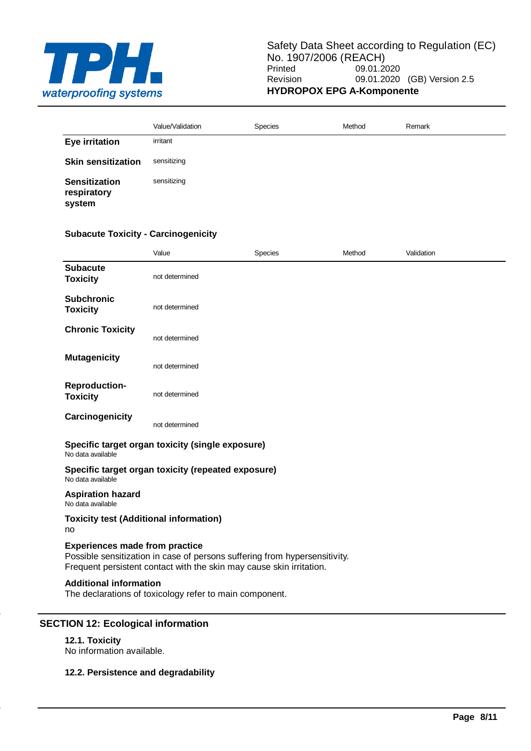| | Value/Validation | Species | Method | Remark |
|---|---|---|---|---|
| **Eye irritation** | irritant | | | |
| **Skin sensitization** | sensitizing | | | |
| **Sensitization respiratory system** | sensitizing | | | |

**Subacute Toxicity - Carcinogenicity**

| | Value | Species | Method | Validation |
|---|---|---|---|---|
| **Subacute Toxicity** | not determined | | | |
| **Subchronic Toxicity** | not determined | | | |
| **Chronic Toxicity** | not determined | | | |
| **Mutagenicity** | not determined | | | |
| **Reproduction-Toxicity** | not determined | | | |
| **Carcinogenicity** | not determined | | | |

**Specific target organ toxicity (single exposure)**
No data available

**Specific target organ toxicity (repeated exposure)**
No data available

**Aspiration hazard**
No data available

**Toxicity test (Additional information)**
no

**Experiences made from practice**
Possible sensitization in case of persons suffering from hypersensitivity.
Frequent persistent contact with the skin may cause skin irritation.

**Additional information**
The declarations of toxicology refer to main component.

## SECTION 12: Ecological information

### 12.1. Toxicity
No information available.

### 12.2. Persistence and degradability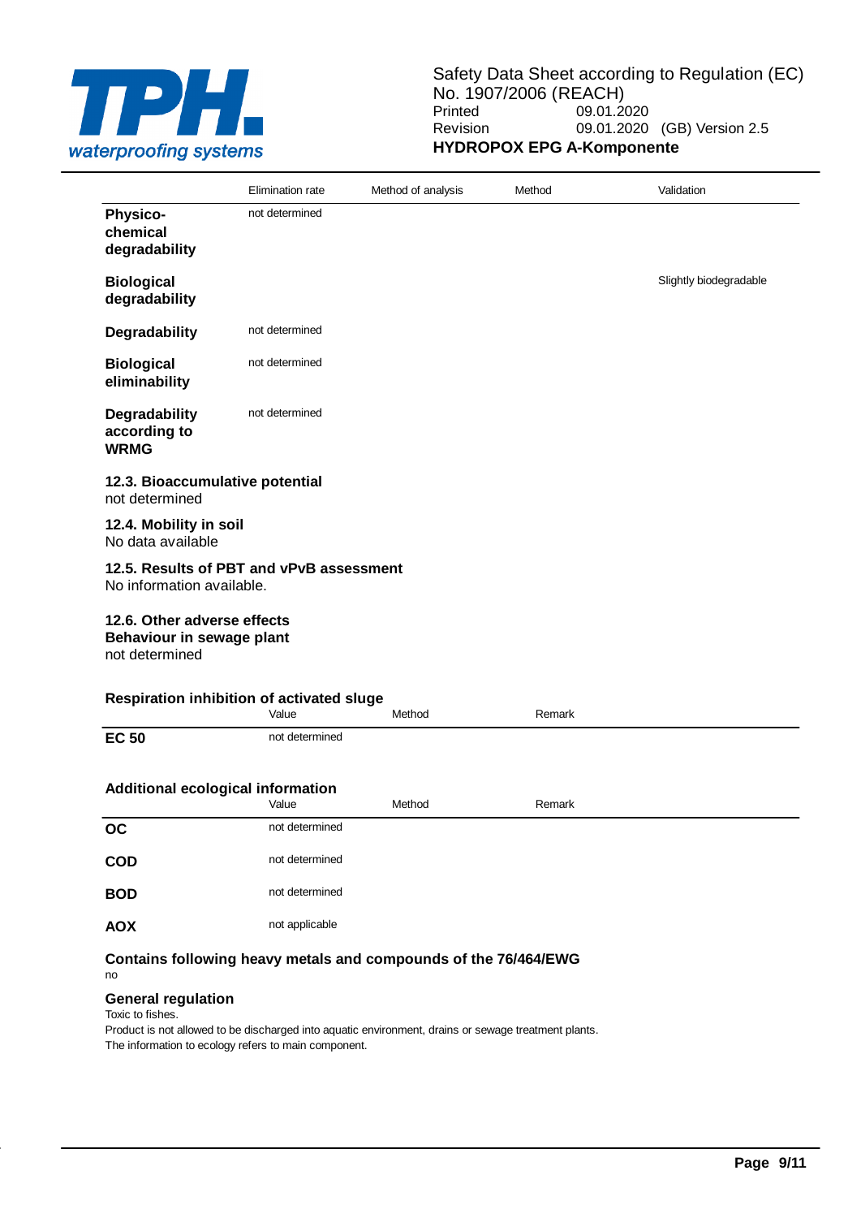| | Elimination rate | Method of analysis | Method | Validation |
|---|---|---|---|---|
| **Physico-chemical degradability** | not determined | | | |
| **Biological degradability** | | | | Slightly biodegradable |
| **Degradability** | not determined | | | |
| **Biological eliminability** | not determined | | | |
| **Degradability according to WRMG** | not determined | | | |

### 12.3. Bioaccumulative potential

not determined

### 12.4. Mobility in soil

No data available

### 12.5. Results of PBT and vPvB assessment

No information available.

### 12.6. Other adverse effects

**Behaviour in sewage plant**

not determined

**Respiration inhibition of activated sluge**

| | Value | Method | Remark |
|---|---|---|---|
| **EC 50** | not determined | | |

**Additional ecological information**

| | Value | Method | Remark |
|---|---|---|---|
| **OC** | not determined | | |
| **COD** | not determined | | |
| **BOD** | not determined | | |
| **AOX** | not applicable | | |

**Contains following heavy metals and compounds of the 76/464/EWG**

no

**General regulation**

Toxic to fishes.

Product is not allowed to be discharged into aquatic environment, drains or sewage treatment plants.

The information to ecology refers to main component.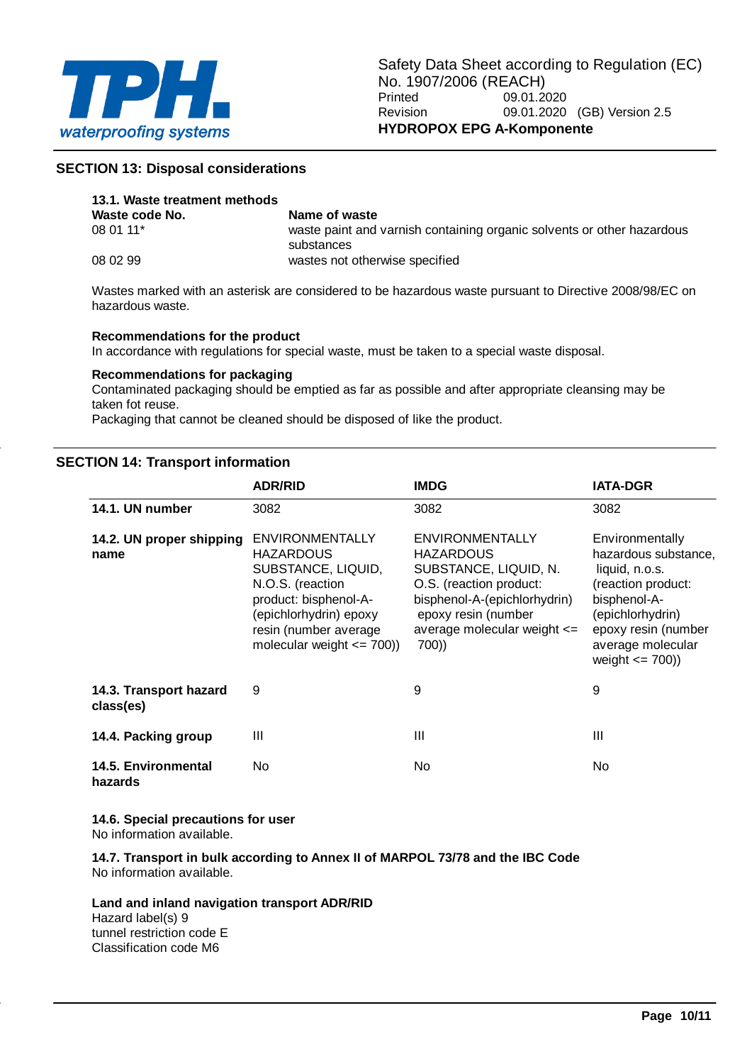## SECTION 13: Disposal considerations

### 13.1. Waste treatment methods

| Waste code No. | Name of waste |
|---|---|
| 08 01 11* | waste paint and varnish containing organic solvents or other hazardous substances |
| 08 02 99 | wastes not otherwise specified |

Wastes marked with an asterisk are considered to be hazardous waste pursuant to Directive 2008/98/EC on hazardous waste.

**Recommendations for the product**
In accordance with regulations for special waste, must be taken to a special waste disposal.

**Recommendations for packaging**
Contaminated packaging should be emptied as far as possible and after appropriate cleansing may be taken fot reuse.
Packaging that cannot be cleaned should be disposed of like the product.

## SECTION 14: Transport information

| | ADR/RID | IMDG | IATA-DGR |
|---|---|---|---|
| **14.1. UN number** | 3082 | 3082 | 3082 |
| **14.2. UN proper shipping name** | ENVIRONMENTALLY HAZARDOUS SUBSTANCE, LIQUID, N.O.S. (reaction product: bisphenol-A-(epichlorhydrin) epoxy resin (number average molecular weight <= 700)) | ENVIRONMENTALLY HAZARDOUS SUBSTANCE, LIQUID, N. O.S. (reaction product: bisphenol-A-(epichlorhydrin) epoxy resin (number average molecular weight <= 700)) | Environmentally hazardous substance, liquid, n.o.s. (reaction product: bisphenol-A-(epichlorhydrin) epoxy resin (number average molecular weight <= 700)) |
| **14.3. Transport hazard class(es)** | 9 | 9 | 9 |
| **14.4. Packing group** | III | III | III |
| **14.5. Environmental hazards** | No | No | No |

**14.6. Special precautions for user**
No information available.

**14.7. Transport in bulk according to Annex II of MARPOL 73/78 and the IBC Code**
No information available.

**Land and inland navigation transport ADR/RID**
Hazard label(s) 9
tunnel restriction code E
Classification code M6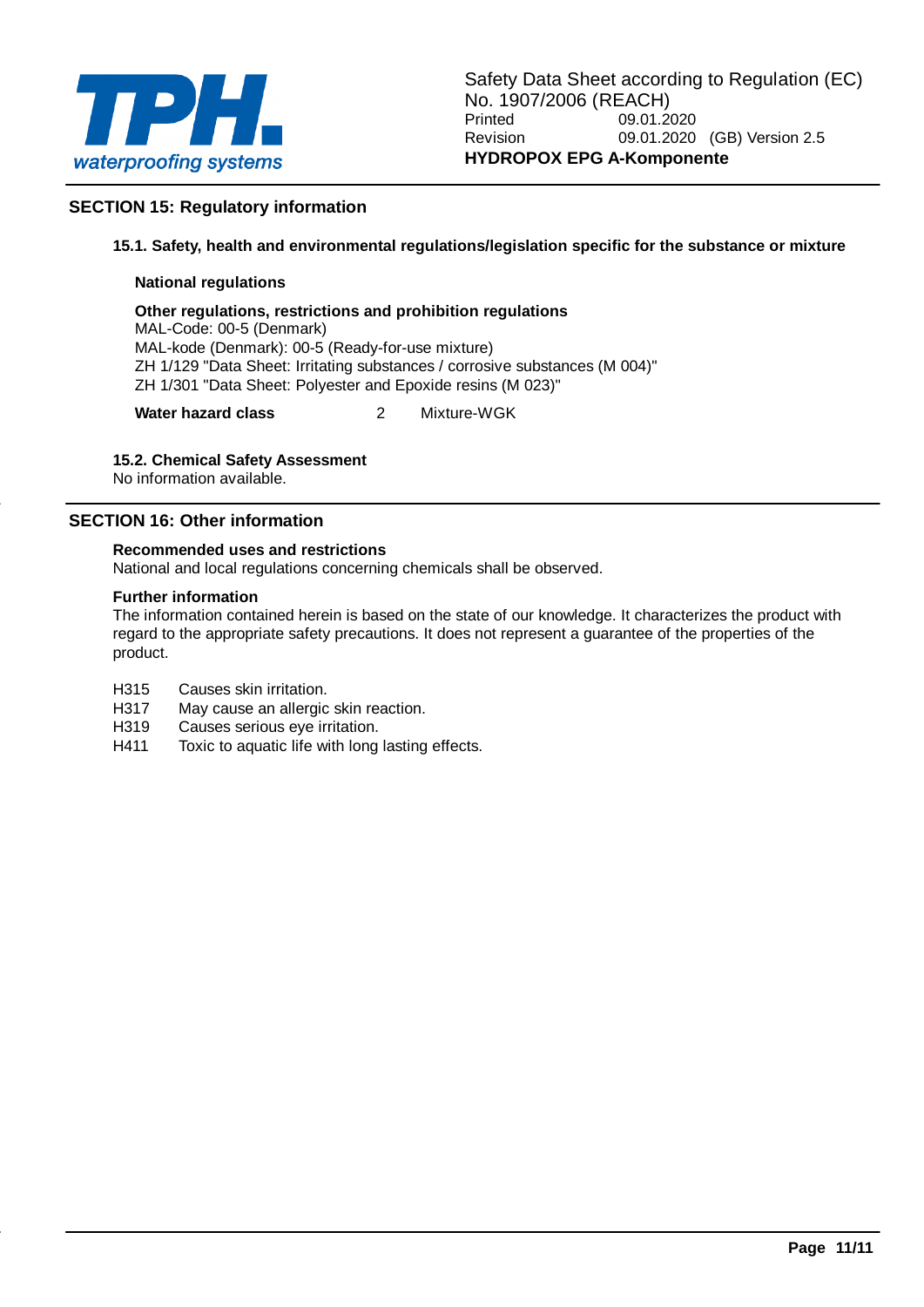## SECTION 15: Regulatory information

### 15.1. Safety, health and environmental regulations/legislation specific for the substance or mixture

**National regulations**

**Other regulations, restrictions and prohibition regulations**

MAL-Code: 00-5 (Denmark)
MAL-kode (Denmark): 00-5 (Ready-for-use mixture)
ZH 1/129 "Data Sheet: Irritating substances / corrosive substances (M 004)"
ZH 1/301 "Data Sheet: Polyester and Epoxide resins (M 023)"

**Water hazard class** 2 Mixture-WGK

### 15.2. Chemical Safety Assessment

No information available.

## SECTION 16: Other information

**Recommended uses and restrictions**

National and local regulations concerning chemicals shall be observed.

**Further information**

The information contained herein is based on the state of our knowledge. It characterizes the product with regard to the appropriate safety precautions. It does not represent a guarantee of the properties of the product.

H315 Causes skin irritation.
H317 May cause an allergic skin reaction.
H319 Causes serious eye irritation.
H411 Toxic to aquatic life with long lasting effects.